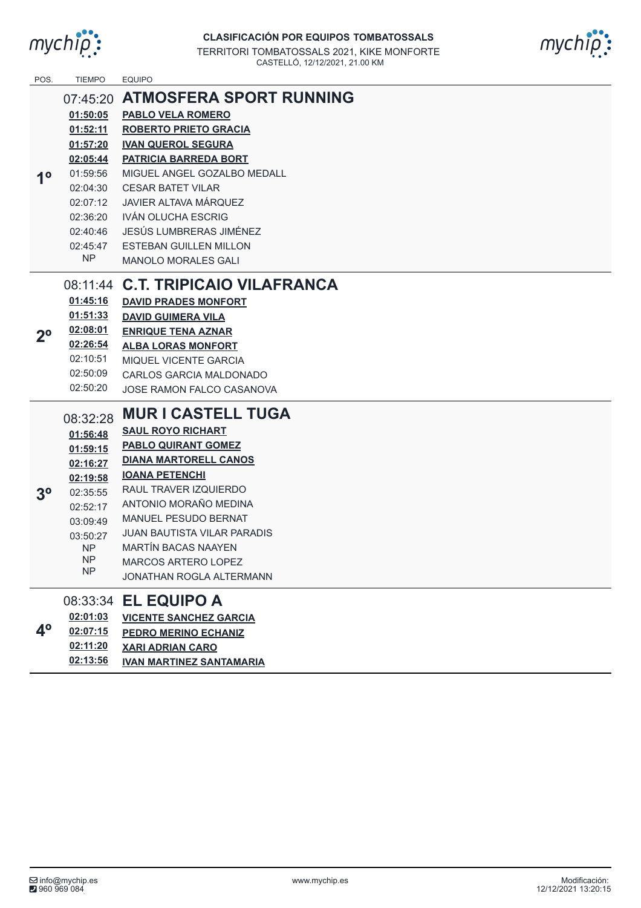**CLASIFICACIÓN POR EQUIPOS TOMBATOSSALS**

TERRITORI TOMBATOSSALS 2021, KIKE MONFORTE

CASTELLÓ, 12/12/2021, 21.00 KM

| POS. | TIEMPO | EQUIPO |
|---|---|---|
| 1º | 07:45:20 | **ATMOSFERA SPORT RUNNING** |
| | **01:50:05** | **PABLO VELA ROMERO** |
| | **01:52:11** | **ROBERTO PRIETO GRACIA** |
| | **01:57:20** | **IVAN QUEROL SEGURA** |
| | **02:05:44** | **PATRICIA BARREDA BORT** |
| | 01:59:56 | MIGUEL ANGEL GOZALBO MEDALL |
| | 02:04:30 | CESAR BATET VILAR |
| | 02:07:12 | JAVIER ALTAVA MÁRQUEZ |
| | 02:36:20 | IVÁN OLUCHA ESCRIG |
| | 02:40:46 | JESÚS LUMBRERAS JIMÉNEZ |
| | 02:45:47 | ESTEBAN GUILLEN MILLON |
| | NP | MANOLO MORALES GALI |
| 2º | 08:11:44 | **C.T. TRIPICAIO VILAFRANCA** |
| | **01:45:16** | **DAVID PRADES MONFORT** |
| | **01:51:33** | **DAVID GUIMERA VILA** |
| | **02:08:01** | **ENRIQUE TENA AZNAR** |
| | **02:26:54** | **ALBA LORAS MONFORT** |
| | 02:10:51 | MIQUEL VICENTE GARCIA |
| | 02:50:09 | CARLOS GARCIA MALDONADO |
| | 02:50:20 | JOSE RAMON FALCO CASANOVA |
| 3º | 08:32:28 | **MUR I CASTELL TUGA** |
| | **01:56:48** | **SAUL ROYO RICHART** |
| | **01:59:15** | **PABLO QUIRANT GOMEZ** |
| | **02:16:27** | **DIANA MARTORELL CANOS** |
| | **02:19:58** | **IOANA PETENCHI** |
| | 02:35:55 | RAUL TRAVER IZQUIERDO |
| | 02:52:17 | ANTONIO MORAÑO MEDINA |
| | 03:09:49 | MANUEL PESUDO BERNAT |
| | 03:50:27 | JUAN BAUTISTA VILAR PARADIS |
| | NP | MARTÍN BACAS NAAYEN |
| | NP | MARCOS ARTERO LOPEZ |
| | NP | JONATHAN ROGLA ALTERMANN |
| 4º | 08:33:34 | **EL EQUIPO A** |
| | **02:01:03** | **VICENTE SANCHEZ GARCIA** |
| | **02:07:15** | **PEDRO MERINO ECHANIZ** |
| | **02:11:20** | **XARI ADRIAN CARO** |
| | **02:13:56** | **IVAN MARTINEZ SANTAMARIA** |

info@mychip.es
960 969 084

www.mychip.es

Modificación:
12/12/2021 13:20:15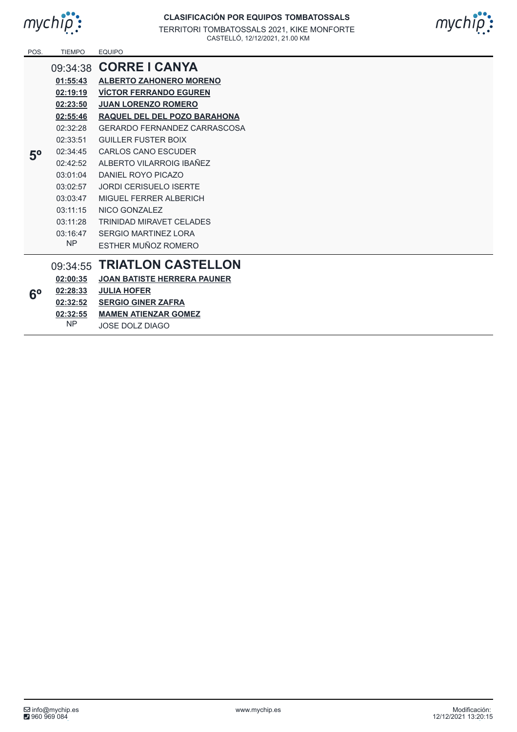**CLASIFICACIÓN POR EQUIPOS TOMBATOSSALS**

TERRITORI TOMBATOSSALS 2021, KIKE MONFORTE

CASTELLÓ, 12/12/2021, 21.00 KM

| POS. | TIEMPO | EQUIPO |
|---|---|---|
| 5º | 09:34:38 | **CORRE I CANYA** |
| | **01:55:43** | **ALBERTO ZAHONERO MORENO** |
| | **02:19:19** | **VÍCTOR FERRANDO EGUREN** |
| | **02:23:50** | **JUAN LORENZO ROMERO** |
| | **02:55:46** | **RAQUEL DEL DEL POZO BARAHONA** |
| | 02:32:28 | GERARDO FERNANDEZ CARRASCOSA |
| | 02:33:51 | GUILLER FUSTER BOIX |
| | 02:34:45 | CARLOS CANO ESCUDER |
| | 02:42:52 | ALBERTO VILARROIG IBAÑEZ |
| | 03:01:04 | DANIEL ROYO PICAZO |
| | 03:02:57 | JORDI CERISUELO ISERTE |
| | 03:03:47 | MIGUEL FERRER ALBERICH |
| | 03:11:15 | NICO GONZALEZ |
| | 03:11:28 | TRINIDAD MIRAVET CELADES |
| | 03:16:47 | SERGIO MARTINEZ LORA |
| | NP | ESTHER MUÑOZ ROMERO |
| 6º | 09:34:55 | **TRIATLON CASTELLON** |
| | **02:00:35** | **JOAN BATISTE HERRERA PAUNER** |
| | **02:28:33** | **JULIA HOFER** |
| | **02:32:52** | **SERGIO GINER ZAFRA** |
| | **02:32:55** | **MAMEN ATIENZAR GOMEZ** |
| | NP | JOSE DOLZ DIAGO |

info@mychip.es
960 969 084

www.mychip.es

Modificación:
12/12/2021 13:20:15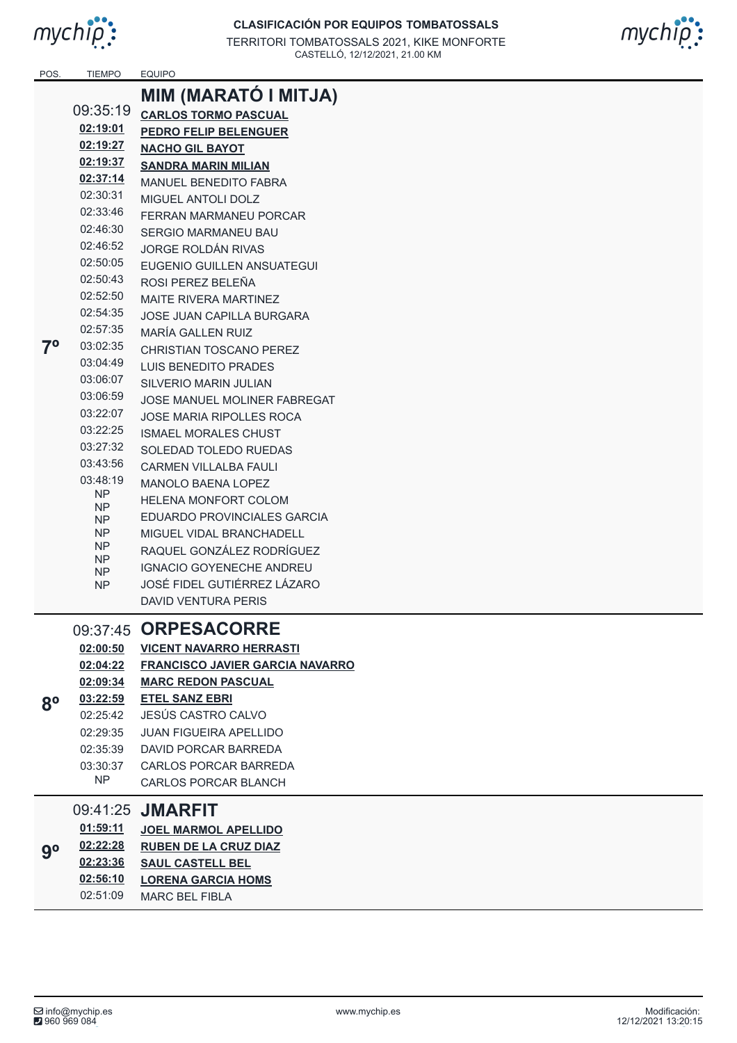**CLASIFICACIÓN POR EQUIPOS TOMBATOSSALS**

TERRITORI TOMBATOSSALS 2021, KIKE MONFORTE

CASTELLÓ, 12/12/2021, 21.00 KM

| POS. | TIEMPO | EQUIPO |
|---|---|---|
| 7º | 09:35:19 | **MIM (MARATÓ I MITJA)** |
| | **02:19:01** | **CARLOS TORMO PASCUAL** |
| | **02:19:27** | **PEDRO FELIP BELENGUER** |
| | **02:19:37** | **NACHO GIL BAYOT** |
| | **02:37:14** | **SANDRA MARIN MILIAN** |
| | 02:30:31 | MANUEL BENEDITO FABRA |
| | 02:33:46 | MIGUEL ANTOLI DOLZ |
| | 02:46:30 | FERRAN MARMANEU PORCAR |
| | 02:46:52 | SERGIO MARMANEU BAU |
| | 02:50:05 | JORGE ROLDÁN RIVAS |
| | 02:50:43 | EUGENIO GUILLEN ANSUATEGUI |
| | 02:52:50 | ROSI PEREZ BELEÑA |
| | 02:54:35 | MAITE RIVERA MARTINEZ |
| | 02:57:35 | JOSE JUAN CAPILLA BURGARA |
| | 03:02:35 | MARÍA GALLEN RUIZ |
| | 03:04:49 | CHRISTIAN TOSCANO PEREZ |
| | 03:06:07 | LUIS BENEDITO PRADES |
| | 03:06:59 | SILVERIO MARIN JULIAN |
| | 03:22:07 | JOSE MANUEL MOLINER FABREGAT |
| | 03:22:25 | JOSE MARIA RIPOLLES ROCA |
| | 03:27:32 | ISMAEL MORALES CHUST |
| | 03:43:56 | SOLEDAD TOLEDO RUEDAS |
| | 03:48:19 | CARMEN VILLALBA FAULI |
| | NP | MANOLO BAENA LOPEZ |
| | NP | HELENA MONFORT COLOM |
| | NP | EDUARDO PROVINCIALES GARCIA |
| | NP | MIGUEL VIDAL BRANCHADELL |
| | NP | RAQUEL GONZÁLEZ RODRÍGUEZ |
| | NP | IGNACIO GOYENECHE ANDREU |
| | NP | JOSÉ FIDEL GUTIÉRREZ LÁZARO |
| | NP | DAVID VENTURA PERIS |
| 8º | 09:37:45 | **ORPESACORRE** |
| | **02:00:50** | **VICENT NAVARRO HERRASTI** |
| | **02:04:22** | **FRANCISCO JAVIER GARCIA NAVARRO** |
| | **02:09:34** | **MARC REDON PASCUAL** |
| | **03:22:59** | **ETEL SANZ EBRI** |
| | 02:25:42 | JESÚS CASTRO CALVO |
| | 02:29:35 | JUAN FIGUEIRA APELLIDO |
| | 02:35:39 | DAVID PORCAR BARREDA |
| | 03:30:37 | CARLOS PORCAR BARREDA |
| | NP | CARLOS PORCAR BLANCH |
| 9º | 09:41:25 | **JMARFIT** |
| | **01:59:11** | **JOEL MARMOL APELLIDO** |
| | **02:22:28** | **RUBEN DE LA CRUZ DIAZ** |
| | **02:23:36** | **SAUL CASTELL BEL** |
| | **02:56:10** | **LORENA GARCIA HOMS** |
| | 02:51:09 | MARC BEL FIBLA |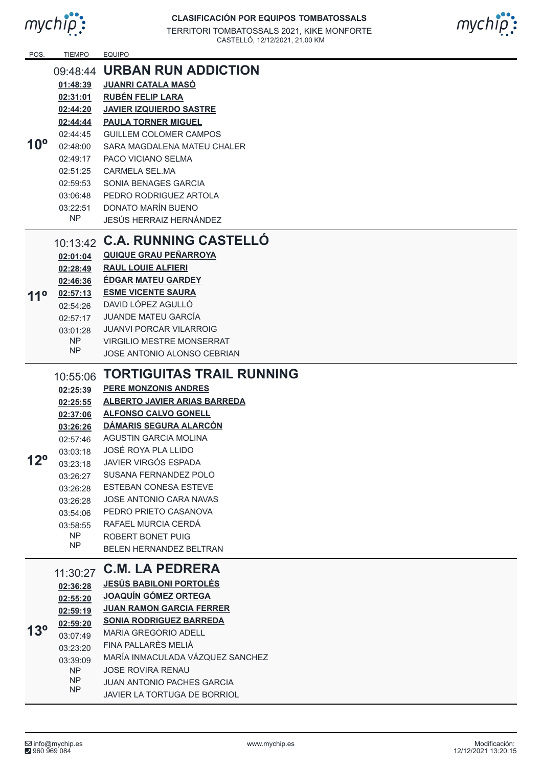**CLASIFICACIÓN POR EQUIPOS TOMBATOSSALS**

TERRITORI TOMBATOSSALS 2021, KIKE MONFORTE

CASTELLÓ, 12/12/2021, 21.00 KM

| POS. | TIEMPO | EQUIPO |
|---|---|---|
| **10º** | 09:48:44 | **URBAN RUN ADDICTION** |
| | **01:48:39** | **JUANRI CATALA MASÓ** |
| | **02:31:01** | **RUBÉN FELIP LARA** |
| | **02:44:20** | **JAVIER IZQUIERDO SASTRE** |
| | **02:44:44** | **PAULA TORNER MIGUEL** |
| | 02:44:45 | GUILLEM COLOMER CAMPOS |
| | 02:48:00 | SARA MAGDALENA MATEU CHALER |
| | 02:49:17 | PACO VICIANO SELMA |
| | 02:51:25 | CARMELA SEL.MA |
| | 02:59:53 | SONIA BENAGES GARCIA |
| | 03:06:48 | PEDRO RODRIGUEZ ARTOLA |
| | 03:22:51 | DONATO MARÍN BUENO |
| | NP | JESÚS HERRAIZ HERNÁNDEZ |
| **11º** | 10:13:42 | **C.A. RUNNING CASTELLÓ** |
| | **02:01:04** | **QUIQUE GRAU PEÑARROYA** |
| | **02:28:49** | **RAUL LOUIE ALFIERI** |
| | **02:46:36** | **ÉDGAR MATEU GARDEY** |
| | **02:57:13** | **ESME VICENTE SAURA** |
| | 02:54:26 | DAVID LÓPEZ AGULLÓ |
| | 02:57:17 | JUANDE MATEU GARCÍA |
| | 03:01:28 | JUANVI PORCAR VILARROIG |
| | NP | VIRGILIO MESTRE MONSERRAT |
| | NP | JOSE ANTONIO ALONSO CEBRIAN |
| **12º** | 10:55:06 | **TORTIGUITAS TRAIL RUNNING** |
| | **02:25:39** | **PERE MONZONIS ANDRES** |
| | **02:25:55** | **ALBERTO JAVIER ARIAS BARREDA** |
| | **02:37:06** | **ALFONSO CALVO GONELL** |
| | **03:26:26** | **DÁMARIS SEGURA ALARCÓN** |
| | 02:57:46 | AGUSTIN GARCIA MOLINA |
| | 03:03:18 | JOSÉ ROYA PLA LLIDO |
| | 03:23:18 | JAVIER VIRGÓS ESPADA |
| | 03:26:27 | SUSANA FERNANDEZ POLO |
| | 03:26:28 | ESTEBAN CONESA ESTEVE |
| | 03:26:28 | JOSE ANTONIO CARA NAVAS |
| | 03:54:06 | PEDRO PRIETO CASANOVA |
| | 03:58:55 | RAFAEL MURCIA CERDÁ |
| | NP | ROBERT BONET PUIG |
| | NP | BELEN HERNANDEZ BELTRAN |
| **13º** | 11:30:27 | **C.M. LA PEDRERA** |
| | **02:36:28** | **JESÚS BABILONI PORTOLÉS** |
| | **02:55:20** | **JOAQUÍN GÓMEZ ORTEGA** |
| | **02:59:19** | **JUAN RAMON GARCIA FERRER** |
| | **02:59:20** | **SONIA RODRIGUEZ BARREDA** |
| | 03:07:49 | MARIA GREGORIO ADELL |
| | 03:23:20 | FINA PALLARÈS MELIÀ |
| | 03:39:09 | MARÍA INMACULADA VÁZQUEZ SANCHEZ |
| | NP | JOSE ROVIRA RENAU |
| | NP | JUAN ANTONIO PACHES GARCIA |
| | NP | JAVIER LA TORTUGA DE BORRIOL |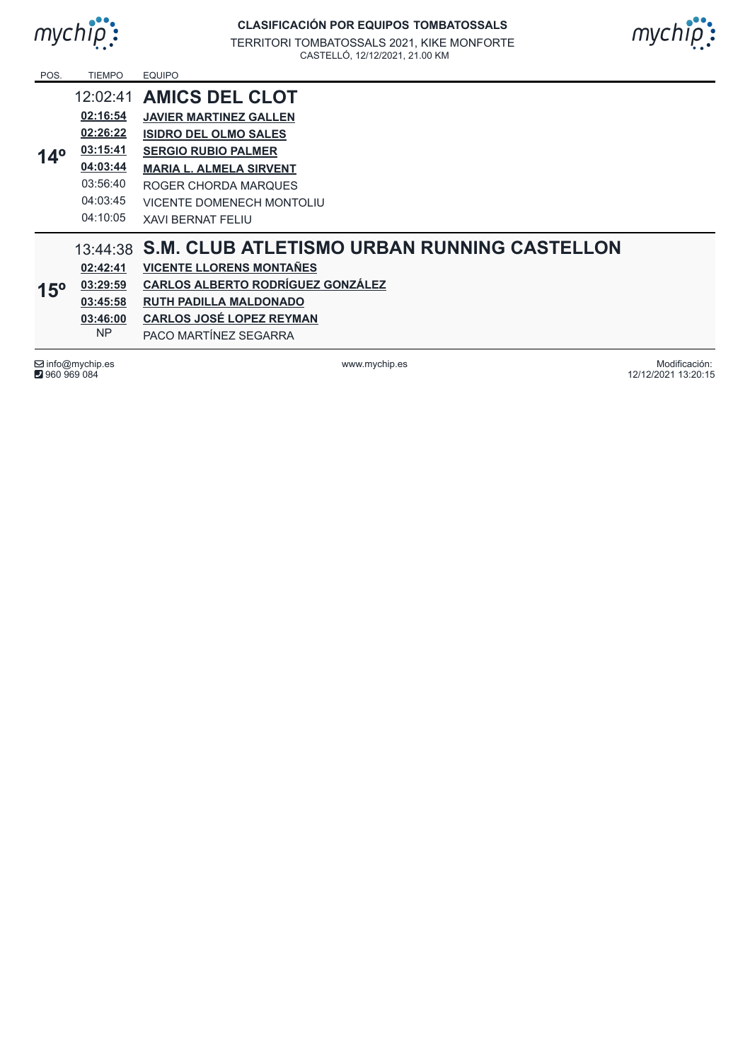**CLASIFICACIÓN POR EQUIPOS TOMBATOSSALS**

TERRITORI TOMBATOSSALS 2021, KIKE MONFORTE

CASTELLÓ, 12/12/2021, 21.00 KM

| POS. | TIEMPO | EQUIPO |
|---|---|---|
| **14º** | 12:02:41 | **AMICS DEL CLOT** |
| | **02:16:54** | **JAVIER MARTINEZ GALLEN** |
| | **02:26:22** | **ISIDRO DEL OLMO SALES** |
| | **03:15:41** | **SERGIO RUBIO PALMER** |
| | **04:03:44** | **MARIA L. ALMELA SIRVENT** |
| | 03:56:40 | ROGER CHORDA MARQUES |
| | 04:03:45 | VICENTE DOMENECH MONTOLIU |
| | 04:10:05 | XAVI BERNAT FELIU |
| **15º** | 13:44:38 | **S.M. CLUB ATLETISMO URBAN RUNNING CASTELLON** |
| | **02:42:41** | **VICENTE LLORENS MONTAÑES** |
| | **03:29:59** | **CARLOS ALBERTO RODRÍGUEZ GONZÁLEZ** |
| | **03:45:58** | **RUTH PADILLA MALDONADO** |
| | **03:46:00** | **CARLOS JOSÉ LOPEZ REYMAN** |
| | NP | PACO MARTÍNEZ SEGARRA |

info@mychip.es
960 969 084

www.mychip.es

Modificación:
12/12/2021 13:20:15